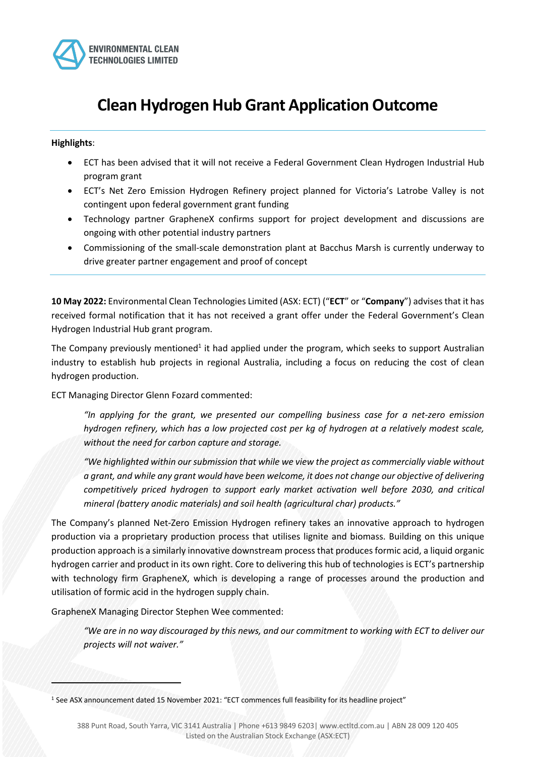# Clean Hydrogen Hub Grant Application Outcome

**Highlights**:

- ECT has been advised that it will not receive a Federal Government Clean Hydrogen Industrial Hub program grant
- ECT's Net Zero Emission Hydrogen Refinery project planned for Victoria's Latrobe Valley is not contingent upon federal government grant funding
- Technology partner GrapheneX confirms support for project development and discussions are ongoing with other potential industry partners
- Commissioning of the small-scale demonstration plant at Bacchus Marsh is currently underway to drive greater partner engagement and proof of concept

**10 May 2022:** Environmental Clean Technologies Limited (ASX: ECT) ("**ECT**" or "**Company**") advises that it has received formal notification that it has not received a grant offer under the Federal Government's Clean Hydrogen Industrial Hub grant program.

The Company previously mentioned[1] it had applied under the program, which seeks to support Australian industry to establish hub projects in regional Australia, including a focus on reducing the cost of clean hydrogen production.

ECT Managing Director Glenn Fozard commented:

> *"In applying for the grant, we presented our compelling business case for a net-zero emission hydrogen refinery, which has a low projected cost per kg of hydrogen at a relatively modest scale, without the need for carbon capture and storage.*
>
> *"We highlighted within our submission that while we view the project as commercially viable without a grant, and while any grant would have been welcome, it does not change our objective of delivering competitively priced hydrogen to support early market activation well before 2030, and critical mineral (battery anodic materials) and soil health (agricultural char) products."*

The Company's planned Net-Zero Emission Hydrogen refinery takes an innovative approach to hydrogen production via a proprietary production process that utilises lignite and biomass. Building on this unique production approach is a similarly innovative downstream process that produces formic acid, a liquid organic hydrogen carrier and product in its own right. Core to delivering this hub of technologies is ECT's partnership with technology firm GrapheneX, which is developing a range of processes around the production and utilisation of formic acid in the hydrogen supply chain.

GrapheneX Managing Director Stephen Wee commented:

> *"We are in no way discouraged by this news, and our commitment to working with ECT to deliver our projects will not waiver."*

---

[1] See ASX announcement dated 15 November 2021: "ECT commences full feasibility for its headline project"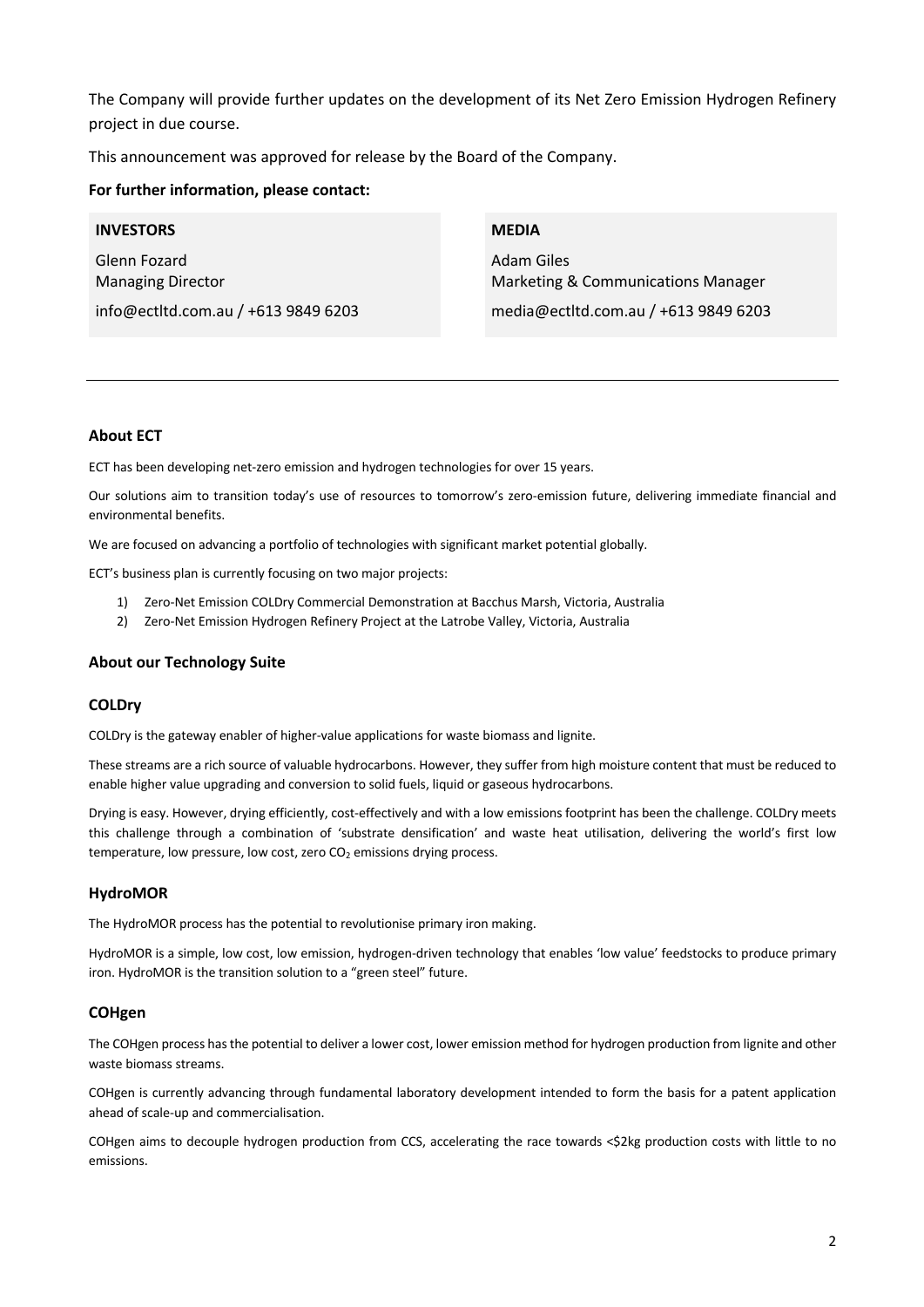The Company will provide further updates on the development of its Net Zero Emission Hydrogen Refinery project in due course.

This announcement was approved for release by the Board of the Company.

**For further information, please contact:**

| INVESTORS | MEDIA |
| --- | --- |
| Glenn Fozard<br>Managing Director<br>info@ectltd.com.au / +613 9849 6203 | Adam Giles<br>Marketing & Communications Manager<br>media@ectltd.com.au / +613 9849 6203 |

---

### About ECT

ECT has been developing net-zero emission and hydrogen technologies for over 15 years.

Our solutions aim to transition today's use of resources to tomorrow's zero-emission future, delivering immediate financial and environmental benefits.

We are focused on advancing a portfolio of technologies with significant market potential globally.

ECT's business plan is currently focusing on two major projects:

1) Zero-Net Emission COLDry Commercial Demonstration at Bacchus Marsh, Victoria, Australia
2) Zero-Net Emission Hydrogen Refinery Project at the Latrobe Valley, Victoria, Australia

### About our Technology Suite

### COLDry

COLDry is the gateway enabler of higher-value applications for waste biomass and lignite.

These streams are a rich source of valuable hydrocarbons. However, they suffer from high moisture content that must be reduced to enable higher value upgrading and conversion to solid fuels, liquid or gaseous hydrocarbons.

Drying is easy. However, drying efficiently, cost-effectively and with a low emissions footprint has been the challenge. COLDry meets this challenge through a combination of 'substrate densification' and waste heat utilisation, delivering the world's first low temperature, low pressure, low cost, zero $CO_2$ emissions drying process.

### HydroMOR

The HydroMOR process has the potential to revolutionise primary iron making.

HydroMOR is a simple, low cost, low emission, hydrogen-driven technology that enables 'low value' feedstocks to produce primary iron. HydroMOR is the transition solution to a "green steel" future.

### COHgen

The COHgen process has the potential to deliver a lower cost, lower emission method for hydrogen production from lignite and other waste biomass streams.

COHgen is currently advancing through fundamental laboratory development intended to form the basis for a patent application ahead of scale-up and commercialisation.

COHgen aims to decouple hydrogen production from CCS, accelerating the race towards <$2kg production costs with little to no emissions.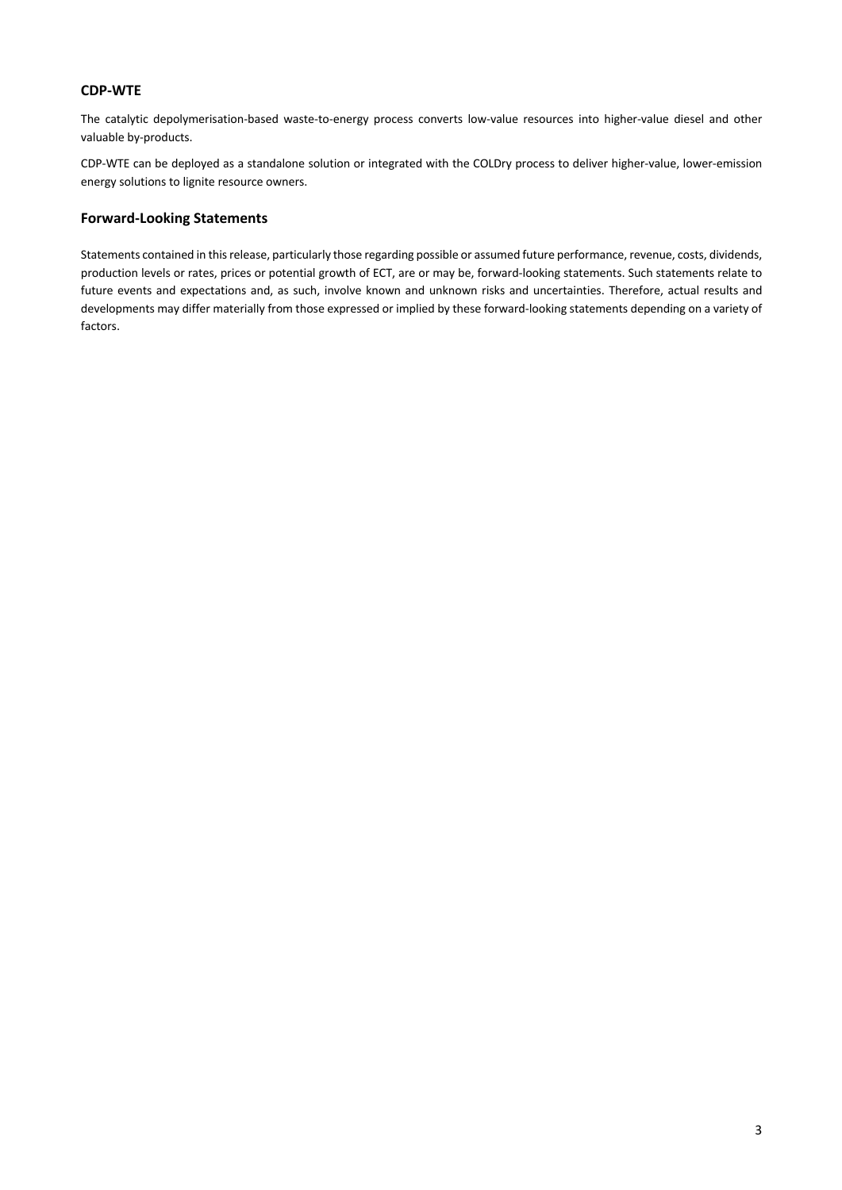### CDP-WTE

The catalytic depolymerisation-based waste-to-energy process converts low-value resources into higher-value diesel and other valuable by-products.

CDP-WTE can be deployed as a standalone solution or integrated with the COLDry process to deliver higher-value, lower-emission energy solutions to lignite resource owners.

### Forward-Looking Statements

Statements contained in this release, particularly those regarding possible or assumed future performance, revenue, costs, dividends, production levels or rates, prices or potential growth of ECT, are or may be, forward-looking statements. Such statements relate to future events and expectations and, as such, involve known and unknown risks and uncertainties. Therefore, actual results and developments may differ materially from those expressed or implied by these forward-looking statements depending on a variety of factors.